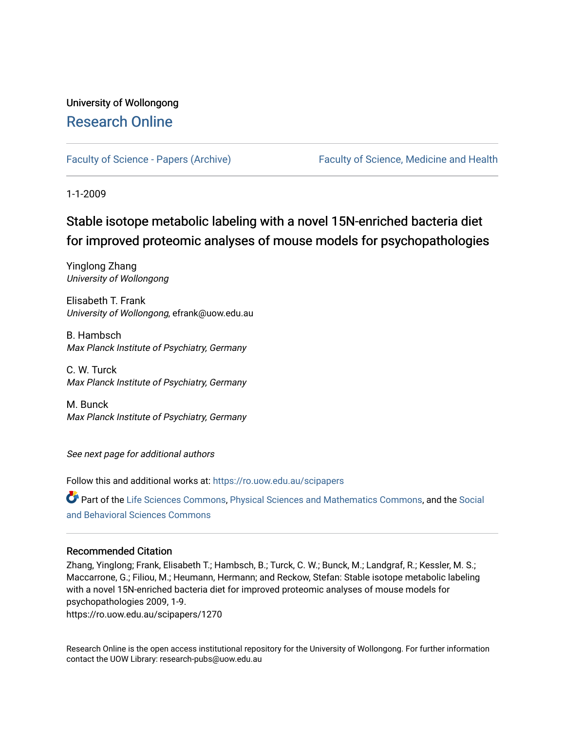University of Wollongong

# Research Online

Faculty of Science - Papers (Archive) | Faculty of Science, Medicine and Health

1-1-2009

## Stable isotope metabolic labeling with a novel 15N-enriched bacteria diet for improved proteomic analyses of mouse models for psychopathologies

Yinglong Zhang
*University of Wollongong*

Elisabeth T. Frank
*University of Wollongong*, efrank@uow.edu.au

B. Hambsch
*Max Planck Institute of Psychiatry, Germany*

C. W. Turck
*Max Planck Institute of Psychiatry, Germany*

M. Bunck
*Max Planck Institute of Psychiatry, Germany*

*See next page for additional authors*

Follow this and additional works at: https://ro.uow.edu.au/scipapers

Part of the Life Sciences Commons, Physical Sciences and Mathematics Commons, and the Social and Behavioral Sciences Commons

### Recommended Citation

Zhang, Yinglong; Frank, Elisabeth T.; Hambsch, B.; Turck, C. W.; Bunck, M.; Landgraf, R.; Kessler, M. S.; Maccarrone, G.; Filiou, M.; Heumann, Hermann; and Reckow, Stefan: Stable isotope metabolic labeling with a novel 15N-enriched bacteria diet for improved proteomic analyses of mouse models for psychopathologies 2009, 1-9.
https://ro.uow.edu.au/scipapers/1270

Research Online is the open access institutional repository for the University of Wollongong. For further information contact the UOW Library: research-pubs@uow.edu.au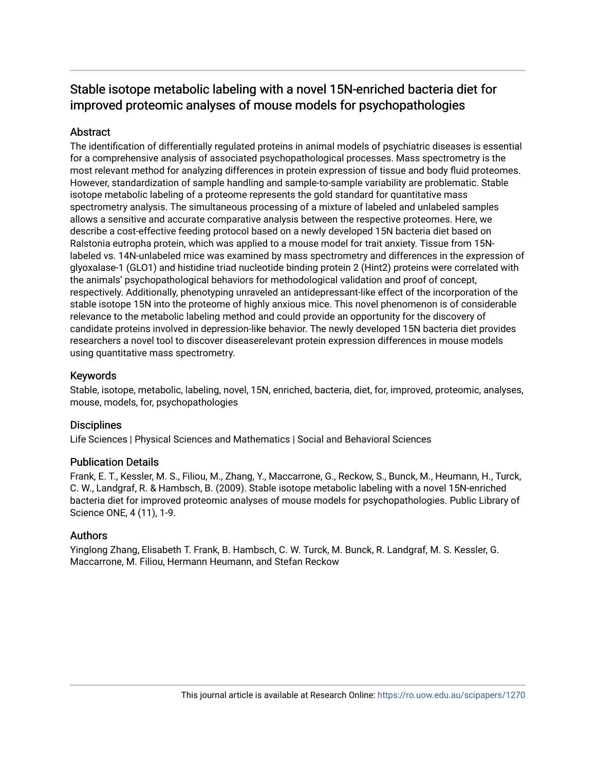# Stable isotope metabolic labeling with a novel 15N-enriched bacteria diet for improved proteomic analyses of mouse models for psychopathologies

## Abstract

The identification of differentially regulated proteins in animal models of psychiatric diseases is essential for a comprehensive analysis of associated psychopathological processes. Mass spectrometry is the most relevant method for analyzing differences in protein expression of tissue and body fluid proteomes. However, standardization of sample handling and sample-to-sample variability are problematic. Stable isotope metabolic labeling of a proteome represents the gold standard for quantitative mass spectrometry analysis. The simultaneous processing of a mixture of labeled and unlabeled samples allows a sensitive and accurate comparative analysis between the respective proteomes. Here, we describe a cost-effective feeding protocol based on a newly developed 15N bacteria diet based on Ralstonia eutropha protein, which was applied to a mouse model for trait anxiety. Tissue from 15N-labeled vs. 14N-unlabeled mice was examined by mass spectrometry and differences in the expression of glyoxalase-1 (GLO1) and histidine triad nucleotide binding protein 2 (Hint2) proteins were correlated with the animals' psychopathological behaviors for methodological validation and proof of concept, respectively. Additionally, phenotyping unraveled an antidepressant-like effect of the incorporation of the stable isotope 15N into the proteome of highly anxious mice. This novel phenomenon is of considerable relevance to the metabolic labeling method and could provide an opportunity for the discovery of candidate proteins involved in depression-like behavior. The newly developed 15N bacteria diet provides researchers a novel tool to discover diseaserelevant protein expression differences in mouse models using quantitative mass spectrometry.

## Keywords

Stable, isotope, metabolic, labeling, novel, 15N, enriched, bacteria, diet, for, improved, proteomic, analyses, mouse, models, for, psychopathologies

## Disciplines

Life Sciences | Physical Sciences and Mathematics | Social and Behavioral Sciences

## Publication Details

Frank, E. T., Kessler, M. S., Filiou, M., Zhang, Y., Maccarrone, G., Reckow, S., Bunck, M., Heumann, H., Turck, C. W., Landgraf, R. & Hambsch, B. (2009). Stable isotope metabolic labeling with a novel 15N-enriched bacteria diet for improved proteomic analyses of mouse models for psychopathologies. Public Library of Science ONE, 4 (11), 1-9.

## Authors

Yinglong Zhang, Elisabeth T. Frank, B. Hambsch, C. W. Turck, M. Bunck, R. Landgraf, M. S. Kessler, G. Maccarrone, M. Filiou, Hermann Heumann, and Stefan Reckow

This journal article is available at Research Online: https://ro.uow.edu.au/scipapers/1270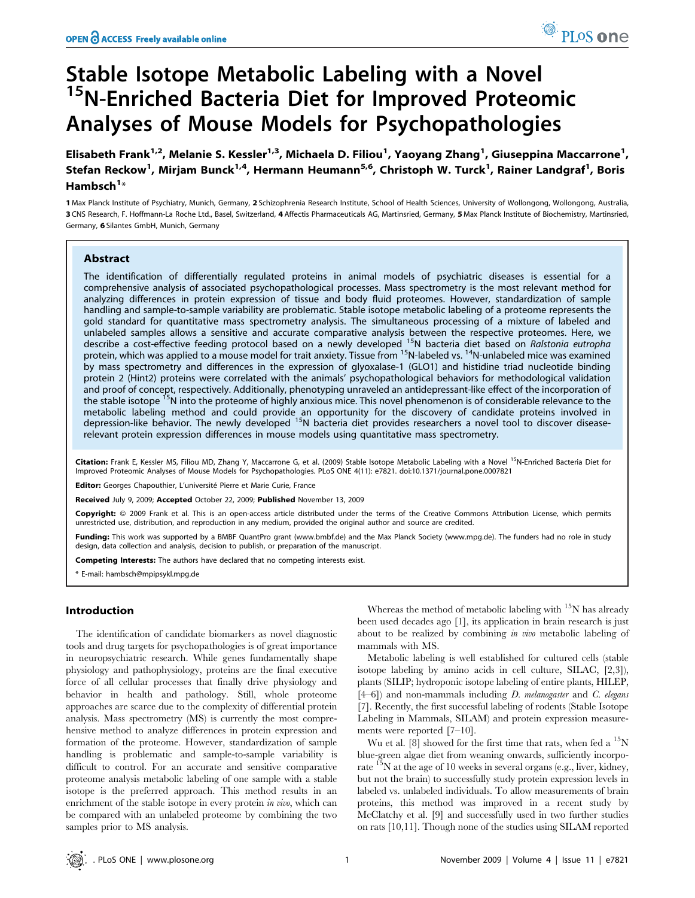# Stable Isotope Metabolic Labeling with a Novel $^{15}$N-Enriched Bacteria Diet for Improved Proteomic Analyses of Mouse Models for Psychopathologies

**Elisabeth Frank[1,2], Melanie S. Kessler[1,3], Michaela D. Filiou[1], Yaoyang Zhang[1], Giuseppina Maccarrone[1], Stefan Reckow[1], Mirjam Bunck[1,4], Hermann Heumann[5,6], Christoph W. Turck[1], Rainer Landgraf[1], Boris Hambsch[1]***

1 Max Planck Institute of Psychiatry, Munich, Germany, 2 Schizophrenia Research Institute, School of Health Sciences, University of Wollongong, Wollongong, Australia, 3 CNS Research, F. Hoffmann-La Roche Ltd., Basel, Switzerland, 4 Affectis Pharmaceuticals AG, Martinsried, Germany, 5 Max Planck Institute of Biochemistry, Martinsried, Germany, 6 Silantes GmbH, Munich, Germany

## Abstract

The identification of differentially regulated proteins in animal models of psychiatric diseases is essential for a comprehensive analysis of associated psychopathological processes. Mass spectrometry is the most relevant method for analyzing differences in protein expression of tissue and body fluid proteomes. However, standardization of sample handling and sample-to-sample variability are problematic. Stable isotope metabolic labeling of a proteome represents the gold standard for quantitative mass spectrometry analysis. The simultaneous processing of a mixture of labeled and unlabeled samples allows a sensitive and accurate comparative analysis between the respective proteomes. Here, we describe a cost-effective feeding protocol based on a newly developed $^{15}$N bacteria diet based on *Ralstonia eutropha* protein, which was applied to a mouse model for trait anxiety. Tissue from $^{15}$N-labeled vs. $^{14}$N-unlabeled mice was examined by mass spectrometry and differences in the expression of glyoxalase-1 (GLO1) and histidine triad nucleotide binding protein 2 (Hint2) proteins were correlated with the animals' psychopathological behaviors for methodological validation and proof of concept, respectively. Additionally, phenotyping unraveled an antidepressant-like effect of the incorporation of the stable isotope $^{15}$N into the proteome of highly anxious mice. This novel phenomenon is of considerable relevance to the metabolic labeling method and could provide an opportunity for the discovery of candidate proteins involved in depression-like behavior. The newly developed $^{15}$N bacteria diet provides researchers a novel tool to discover disease-relevant protein expression differences in mouse models using quantitative mass spectrometry.

**Citation:** Frank E, Kessler MS, Filiou MD, Zhang Y, Maccarrone G, et al. (2009) Stable Isotope Metabolic Labeling with a Novel $^{15}$N-Enriched Bacteria Diet for Improved Proteomic Analyses of Mouse Models for Psychopathologies. PLoS ONE 4(11): e7821. doi:10.1371/journal.pone.0007821

**Editor:** Georges Chapouthier, L'université Pierre et Marie Curie, France

**Received** July 9, 2009; **Accepted** October 22, 2009; **Published** November 13, 2009

**Copyright:** © 2009 Frank et al. This is an open-access article distributed under the terms of the Creative Commons Attribution License, which permits unrestricted use, distribution, and reproduction in any medium, provided the original author and source are credited.

**Funding:** This work was supported by a BMBF QuantPro grant (www.bmbf.de) and the Max Planck Society (www.mpg.de). The funders had no role in study design, data collection and analysis, decision to publish, or preparation of the manuscript.

**Competing Interests:** The authors have declared that no competing interests exist.

\* E-mail: hambsch@mpipsykl.mpg.de

## Introduction

The identification of candidate biomarkers as novel diagnostic tools and drug targets for psychopathologies is of great importance in neuropsychiatric research. While genes fundamentally shape physiology and pathophysiology, proteins are the final executive force of all cellular processes that finally drive physiology and behavior in health and pathology. Still, whole proteome approaches are scarce due to the complexity of differential protein analysis. Mass spectrometry (MS) is currently the most comprehensive method to analyze differences in protein expression and formation of the proteome. However, standardization of sample handling is problematic and sample-to-sample variability is difficult to control. For an accurate and sensitive comparative proteome analysis metabolic labeling of one sample with a stable isotope is the preferred approach. This method results in an enrichment of the stable isotope in every protein *in vivo*, which can be compared with an unlabeled proteome by combining the two samples prior to MS analysis.

Whereas the method of metabolic labeling with $^{15}$N has already been used decades ago [1], its application in brain research is just about to be realized by combining *in vivo* metabolic labeling of mammals with MS.

Metabolic labeling is well established for cultured cells (stable isotope labeling by amino acids in cell culture, SILAC, [2,3]), plants (SILIP; hydroponic isotope labeling of entire plants, HILEP, [4–6]) and non-mammals including *D. melanogaster* and *C. elegans* [7]. Recently, the first successful labeling of rodents (Stable Isotope Labeling in Mammals, SILAM) and protein expression measurements were reported [7–10].

Wu et al. [8] showed for the first time that rats, when fed a $^{15}$N blue-green algae diet from weaning onwards, sufficiently incorporate $^{15}$N at the age of 10 weeks in several organs (e.g., liver, kidney, but not the brain) to successfully study protein expression levels in labeled vs. unlabeled individuals. To allow measurements of brain proteins, this method was improved in a recent study by McClatchy et al. [9] and successfully used in two further studies on rats [10,11]. Though none of the studies using SILAM reported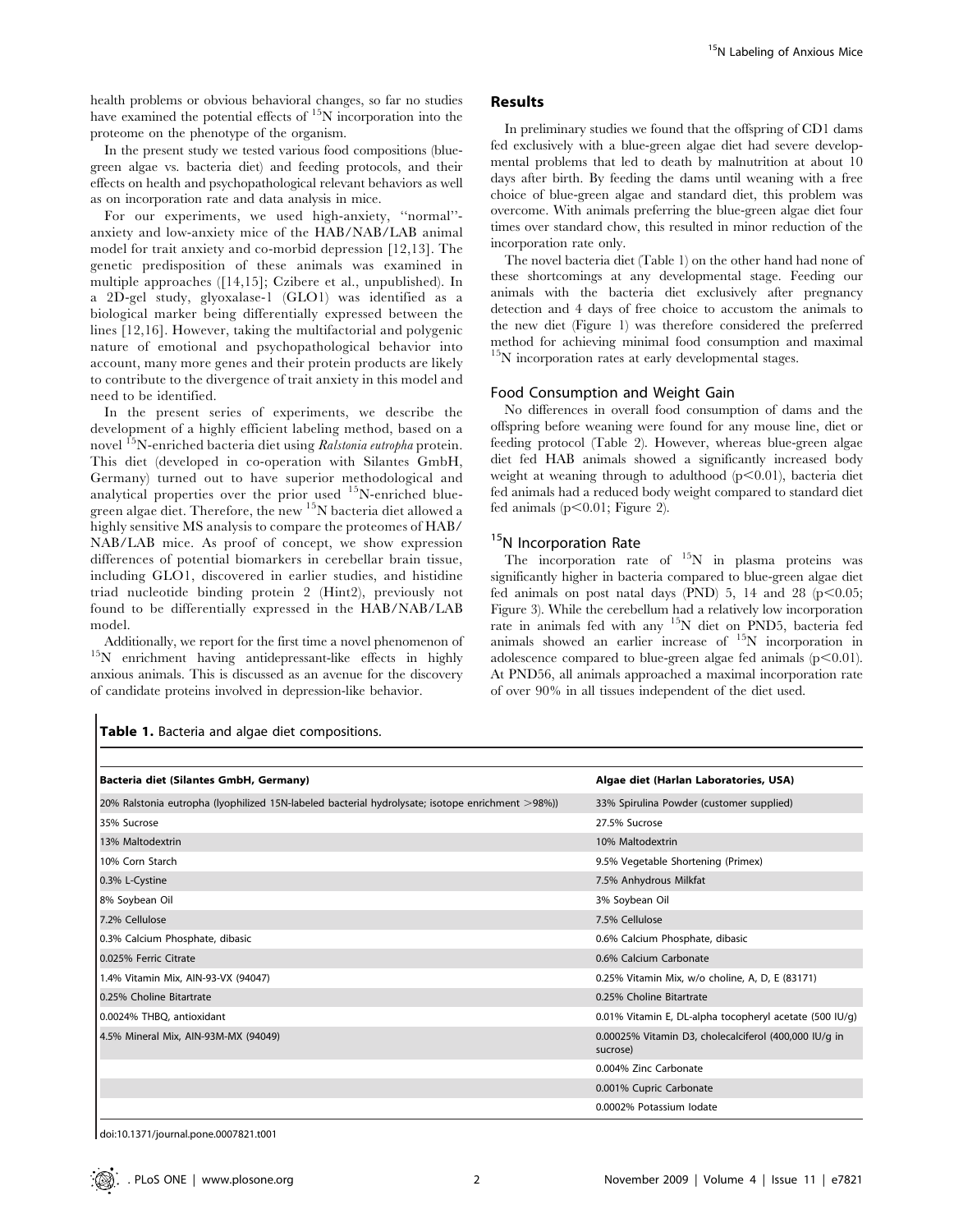health problems or obvious behavioral changes, so far no studies have examined the potential effects of $^{15}N$ incorporation into the proteome on the phenotype of the organism.

In the present study we tested various food compositions (blue-green algae vs. bacteria diet) and feeding protocols, and their effects on health and psychopathological relevant behaviors as well as on incorporation rate and data analysis in mice.

For our experiments, we used high-anxiety, ''normal''-anxiety and low-anxiety mice of the HAB/NAB/LAB animal model for trait anxiety and co-morbid depression [12,13]. The genetic predisposition of these animals was examined in multiple approaches ([14,15]; Czibere et al., unpublished). In a 2D-gel study, glyoxalase-1 (GLO1) was identified as a biological marker being differentially expressed between the lines [12,16]. However, taking the multifactorial and polygenic nature of emotional and psychopathological behavior into account, many more genes and their protein products are likely to contribute to the divergence of trait anxiety in this model and need to be identified.

In the present series of experiments, we describe the development of a highly efficient labeling method, based on a novel $^{15}N$-enriched bacteria diet using *Ralstonia eutropha* protein. This diet (developed in co-operation with Silantes GmbH, Germany) turned out to have superior methodological and analytical properties over the prior used $^{15}N$-enriched blue-green algae diet. Therefore, the new $^{15}N$ bacteria diet allowed a highly sensitive MS analysis to compare the proteomes of HAB/NAB/LAB mice. As proof of concept, we show expression differences of potential biomarkers in cerebellar brain tissue, including GLO1, discovered in earlier studies, and histidine triad nucleotide binding protein 2 (Hint2), previously not found to be differentially expressed in the HAB/NAB/LAB model.

Additionally, we report for the first time a novel phenomenon of $^{15}N$ enrichment having antidepressant-like effects in highly anxious animals. This is discussed as an avenue for the discovery of candidate proteins involved in depression-like behavior.

## Results

In preliminary studies we found that the offspring of CD1 dams fed exclusively with a blue-green algae diet had severe developmental problems that led to death by malnutrition at about 10 days after birth. By feeding the dams until weaning with a free choice of blue-green algae and standard diet, this problem was overcome. With animals preferring the blue-green algae diet four times over standard chow, this resulted in minor reduction of the incorporation rate only.

The novel bacteria diet (Table 1) on the other hand had none of these shortcomings at any developmental stage. Feeding our animals with the bacteria diet exclusively after pregnancy detection and 4 days of free choice to accustom the animals to the new diet (Figure 1) was therefore considered the preferred method for achieving minimal food consumption and maximal $^{15}N$ incorporation rates at early developmental stages.

### Food Consumption and Weight Gain

No differences in overall food consumption of dams and the offspring before weaning were found for any mouse line, diet or feeding protocol (Table 2). However, whereas blue-green algae diet fed HAB animals showed a significantly increased body weight at weaning through to adulthood ($p<0.01$), bacteria diet fed animals had a reduced body weight compared to standard diet fed animals ($p<0.01$; Figure 2).

### $^{15}N$ Incorporation Rate

The incorporation rate of $^{15}N$ in plasma proteins was significantly higher in bacteria compared to blue-green algae diet fed animals on post natal days (PND) 5, 14 and 28 ($p<0.05$; Figure 3). While the cerebellum had a relatively low incorporation rate in animals fed with any $^{15}N$ diet on PND5, bacteria fed animals showed an earlier increase of $^{15}N$ incorporation in adolescence compared to blue-green algae fed animals ($p<0.01$). At PND56, all animals approached a maximal incorporation rate of over 90% in all tissues independent of the diet used.

**Table 1.** Bacteria and algae diet compositions.

| Bacteria diet (Silantes GmbH, Germany) | Algae diet (Harlan Laboratories, USA) |
|---|---|
| 20% Ralstonia eutropha (lyophilized 15N-labeled bacterial hydrolysate; isotope enrichment >98%)) | 33% Spirulina Powder (customer supplied) |
| 35% Sucrose | 27.5% Sucrose |
| 13% Maltodextrin | 10% Maltodextrin |
| 10% Corn Starch | 9.5% Vegetable Shortening (Primex) |
| 0.3% L-Cystine | 7.5% Anhydrous Milkfat |
| 8% Soybean Oil | 3% Soybean Oil |
| 7.2% Cellulose | 7.5% Cellulose |
| 0.3% Calcium Phosphate, dibasic | 0.6% Calcium Phosphate, dibasic |
| 0.025% Ferric Citrate | 0.6% Calcium Carbonate |
| 1.4% Vitamin Mix, AIN-93-VX (94047) | 0.25% Vitamin Mix, w/o choline, A, D, E (83171) |
| 0.25% Choline Bitartrate | 0.25% Choline Bitartrate |
| 0.0024% THBQ, antioxidant | 0.01% Vitamin E, DL-alpha tocopheryl acetate (500 IU/g) |
| 4.5% Mineral Mix, AIN-93M-MX (94049) | 0.00025% Vitamin D3, cholecalciferol (400,000 IU/g in sucrose) |
| | 0.004% Zinc Carbonate |
| | 0.001% Cupric Carbonate |
| | 0.0002% Potassium Iodate |

doi:10.1371/journal.pone.0007821.t001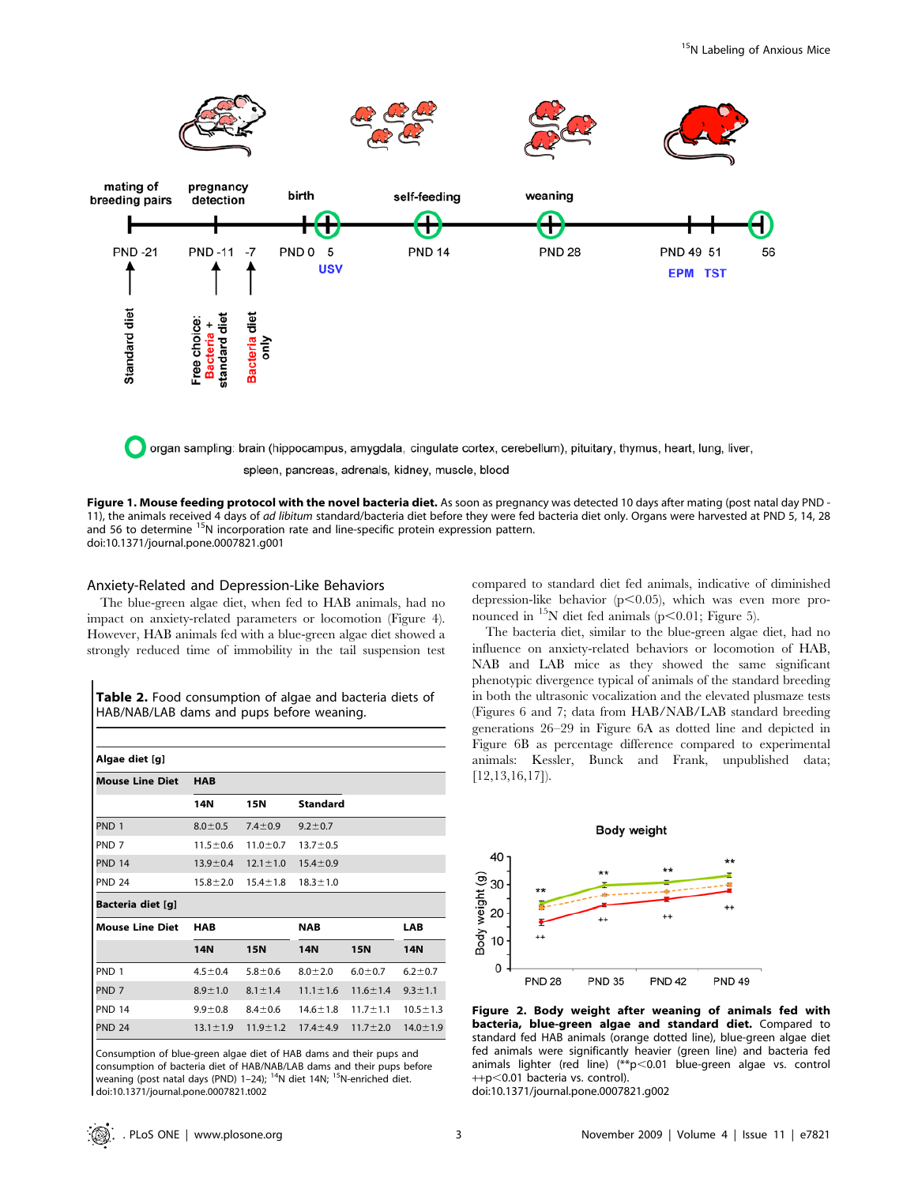**Figure 1. Mouse feeding protocol with the novel bacteria diet.** As soon as pregnancy was detected 10 days after mating (post natal day PND -11), the animals received 4 days of *ad libitum* standard/bacteria diet before they were fed bacteria diet only. Organs were harvested at PND 5, 14, 28 and 56 to determine $^{15}$N incorporation rate and line-specific protein expression pattern.
doi:10.1371/journal.pone.0007821.g001

### Anxiety-Related and Depression-Like Behaviors

The blue-green algae diet, when fed to HAB animals, had no impact on anxiety-related parameters or locomotion (Figure 4). However, HAB animals fed with a blue-green algae diet showed a strongly reduced time of immobility in the tail suspension test compared to standard diet fed animals, indicative of diminished depression-like behavior ($p<0.05$), which was even more pronounced in $^{15}$N diet fed animals ($p<0.01$; Figure 5).

The bacteria diet, similar to the blue-green algae diet, had no influence on anxiety-related behaviors or locomotion of HAB, NAB and LAB mice as they showed the same significant phenotypic divergence typical of animals of the standard breeding in both the ultrasonic vocalization and the elevated plusmaze tests (Figures 6 and 7; data from HAB/NAB/LAB standard breeding generations 26–29 in Figure 6A as dotted line and depicted in Figure 6B as percentage difference compared to experimental animals: Kessler, Bunck and Frank, unpublished data; [12,13,16,17]).

**Table 2.** Food consumption of algae and bacteria diets of HAB/NAB/LAB dams and pups before weaning.

| **Algae diet [g]** | | | | | |
|---|---|---|---|---|---|
| **Mouse Line Diet** | **HAB** | | | | |
| | **14N** | **15N** | **Standard** | | |
| PND 1 | 8.0±0.5 | 7.4±0.9 | 9.2±0.7 | | |
| PND 7 | 11.5±0.6 | 11.0±0.7 | 13.7±0.5 | | |
| PND 14 | 13.9±0.4 | 12.1±1.0 | 15.4±0.9 | | |
| PND 24 | 15.8±2.0 | 15.4±1.8 | 18.3±1.0 | | |
| **Bacteria diet [g]** | | | | | |
| **Mouse Line Diet** | **HAB** | | **NAB** | | **LAB** |
| | **14N** | **15N** | **14N** | **15N** | **14N** |
| PND 1 | 4.5±0.4 | 5.8±0.6 | 8.0±2.0 | 6.0±0.7 | 6.2±0.7 |
| PND 7 | 8.9±1.0 | 8.1±1.4 | 11.1±1.6 | 11.6±1.4 | 9.3±1.1 |
| PND 14 | 9.9±0.8 | 8.4±0.6 | 14.6±1.8 | 11.7±1.1 | 10.5±1.3 |
| PND 24 | 13.1±1.9 | 11.9±1.2 | 17.4±4.9 | 11.7±2.0 | 14.0±1.9 |

Consumption of blue-green algae diet of HAB dams and their pups and consumption of bacteria diet of HAB/NAB/LAB dams and their pups before weaning (post natal days (PND) 1–24); $^{14}$N diet 14N; $^{15}$N-enriched diet.
doi:10.1371/journal.pone.0007821.t002

**Figure 2. Body weight after weaning of animals fed with bacteria, blue-green algae and standard diet.** Compared to standard fed HAB animals (orange dotted line), blue-green algae diet fed animals were significantly heavier (green line) and bacteria fed animals lighter (red line) (**p<0.01 blue-green algae vs. control ++p<0.01 bacteria vs. control).
doi:10.1371/journal.pone.0007821.g002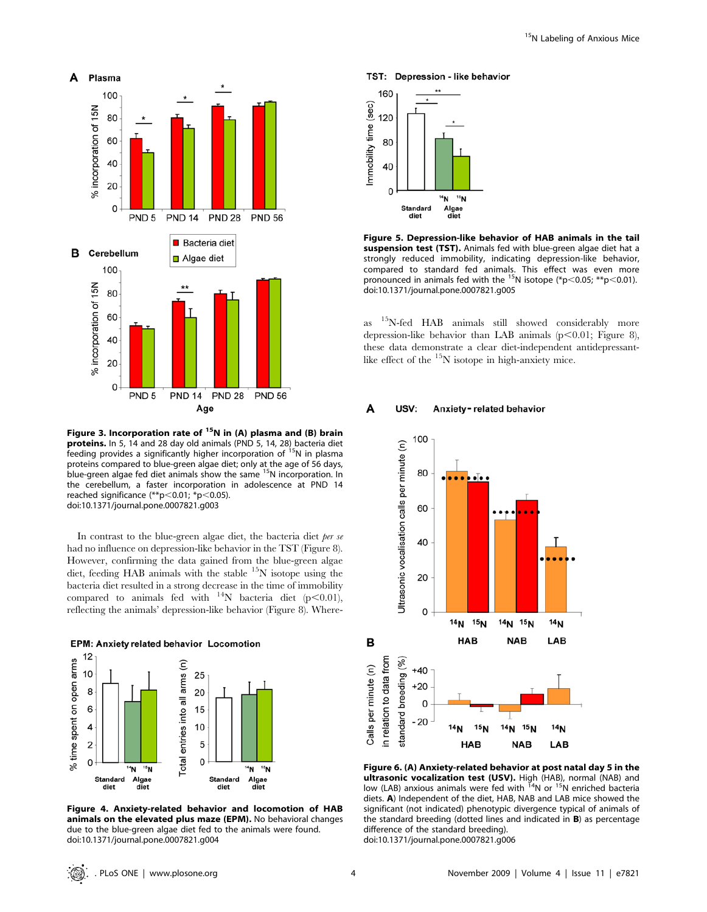**Figure 3. Incorporation rate of $^{15}$N in (A) plasma and (B) brain proteins.** In 5, 14 and 28 day old animals (PND 5, 14, 28) bacteria diet feeding provides a significantly higher incorporation of $^{15}$N in plasma proteins compared to blue-green algae diet; only at the age of 56 days, blue-green algae fed diet animals show the same $^{15}$N incorporation. In the cerebellum, a faster incorporation in adolescence at PND 14 reached significance (**p<0.01; *p<0.05).
doi:10.1371/journal.pone.0007821.g003

In contrast to the blue-green algae diet, the bacteria diet *per se* had no influence on depression-like behavior in the TST (Figure 8). However, confirming the data gained from the blue-green algae diet, feeding HAB animals with the stable $^{15}$N isotope using the bacteria diet resulted in a strong decrease in the time of immobility compared to animals fed with $^{14}$N bacteria diet ($p<0.01$), reflecting the animals' depression-like behavior (Figure 8). Whereas $^{15}$N-fed HAB animals still showed considerably more depression-like behavior than LAB animals ($p<0.01$; Figure 8), these data demonstrate a clear diet-independent antidepressant-like effect of the $^{15}$N isotope in high-anxiety mice.

**Figure 4. Anxiety-related behavior and locomotion of HAB animals on the elevated plus maze (EPM).** No behavioral changes due to the blue-green algae diet fed to the animals were found.
doi:10.1371/journal.pone.0007821.g004

**Figure 5. Depression-like behavior of HAB animals in the tail suspension test (TST).** Animals fed with blue-green algae diet hat a strongly reduced immobility, indicating depression-like behavior, compared to standard fed animals. This effect was even more pronounced in animals fed with the $^{15}$N isotope (*p<0.05; **p<0.01).
doi:10.1371/journal.pone.0007821.g005

**Figure 6. (A) Anxiety-related behavior at post natal day 5 in the ultrasonic vocalization test (USV).** High (HAB), normal (NAB) and low (LAB) anxious animals were fed with $^{14}$N or $^{15}$N enriched bacteria diets. **A**) Independent of the diet, HAB, NAB and LAB mice showed the significant (not indicated) phenotypic divergence typical of animals of the standard breeding (dotted lines and indicated in **B**) as percentage difference of the standard breeding).
doi:10.1371/journal.pone.0007821.g006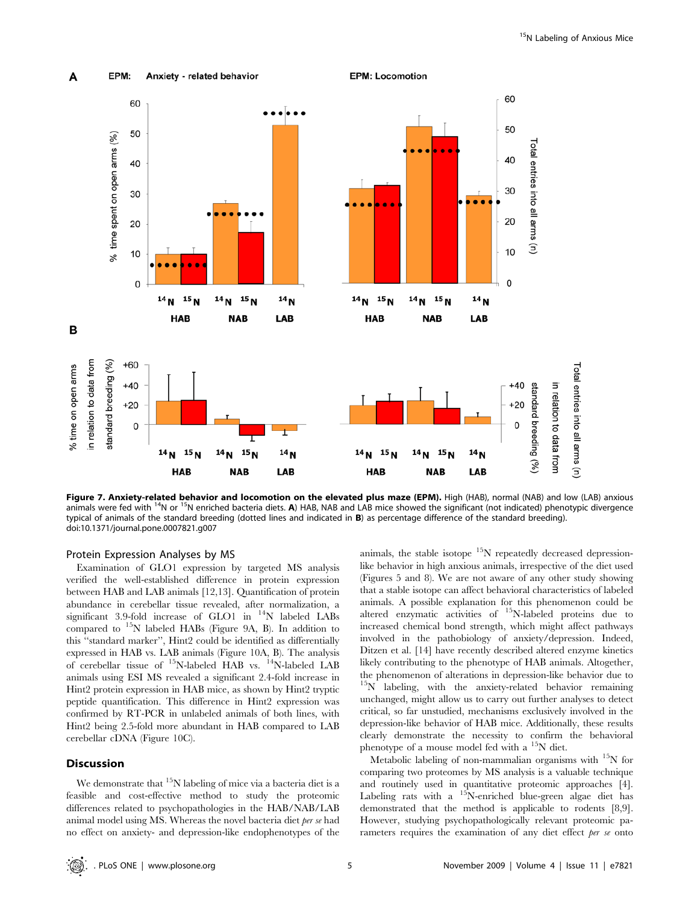**Figure 7. Anxiety-related behavior and locomotion on the elevated plus maze (EPM).** High (HAB), normal (NAB) and low (LAB) anxious animals were fed with $^{14}$N or $^{15}$N enriched bacteria diets. **A**) HAB, NAB and LAB mice showed the significant (not indicated) phenotypic divergence typical of animals of the standard breeding (dotted lines and indicated in **B**) as percentage difference of the standard breeding).
doi:10.1371/journal.pone.0007821.g007

### Protein Expression Analyses by MS

Examination of GLO1 expression by targeted MS analysis verified the well-established difference in protein expression between HAB and LAB animals [12,13]. Quantification of protein abundance in cerebellar tissue revealed, after normalization, a significant 3.9-fold increase of GLO1 in $^{14}$N labeled LABs compared to $^{15}$N labeled HABs (Figure 9A, B). In addition to this "standard marker", Hint2 could be identified as differentially expressed in HAB vs. LAB animals (Figure 10A, B). The analysis of cerebellar tissue of $^{15}$N-labeled HAB vs. $^{14}$N-labeled LAB animals using ESI MS revealed a significant 2.4-fold increase in Hint2 protein expression in HAB mice, as shown by Hint2 tryptic peptide quantification. This difference in Hint2 expression was confirmed by RT-PCR in unlabeled animals of both lines, with Hint2 being 2.5-fold more abundant in HAB compared to LAB cerebellar cDNA (Figure 10C).

## Discussion

We demonstrate that $^{15}$N labeling of mice via a bacteria diet is a feasible and cost-effective method to study the proteomic differences related to psychopathologies in the HAB/NAB/LAB animal model using MS. Whereas the novel bacteria diet *per se* had no effect on anxiety- and depression-like endophenotypes of the animals, the stable isotope $^{15}$N repeatedly decreased depression-like behavior in high anxious animals, irrespective of the diet used (Figures 5 and 8). We are not aware of any other study showing that a stable isotope can affect behavioral characteristics of labeled animals. A possible explanation for this phenomenon could be altered enzymatic activities of $^{15}$N-labeled proteins due to increased chemical bond strength, which might affect pathways involved in the pathobiology of anxiety/depression. Indeed, Ditzen et al. [14] have recently described altered enzyme kinetics likely contributing to the phenotype of HAB animals. Altogether, the phenomenon of alterations in depression-like behavior due to $^{15}$N labeling, with the anxiety-related behavior remaining unchanged, might allow us to carry out further analyses to detect critical, so far unstudied, mechanisms exclusively involved in the depression-like behavior of HAB mice. Additionally, these results clearly demonstrate the necessity to confirm the behavioral phenotype of a mouse model fed with a $^{15}$N diet.

Metabolic labeling of non-mammalian organisms with $^{15}$N for comparing two proteomes by MS analysis is a valuable technique and routinely used in quantitative proteomic approaches [4]. Labeling rats with a $^{15}$N-enriched blue-green algae diet has demonstrated that the method is applicable to rodents [8,9]. However, studying psychopathologically relevant proteomic parameters requires the examination of any diet effect *per se* onto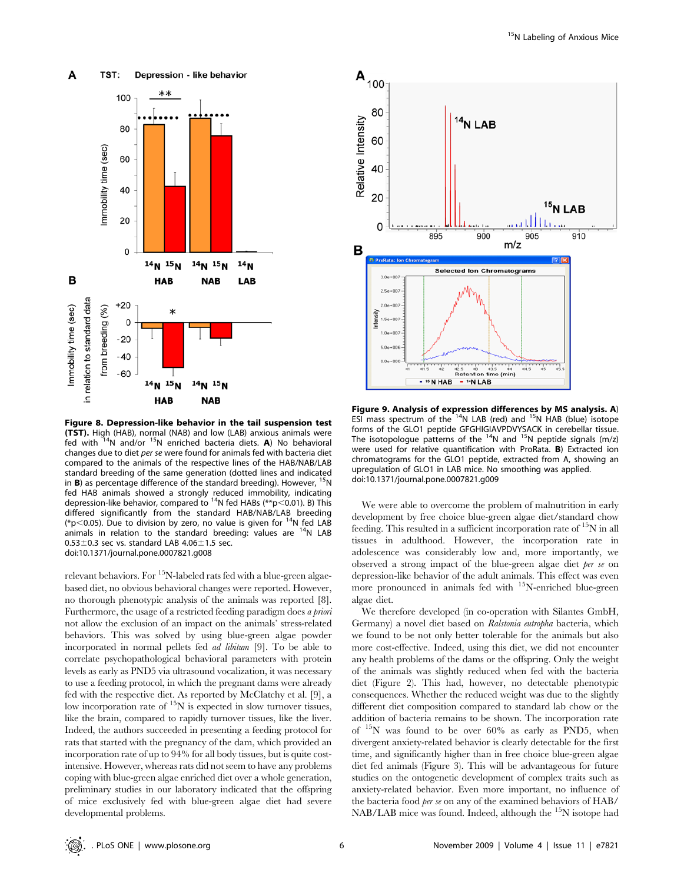**Figure 8. Depression-like behavior in the tail suspension test (TST).** High (HAB), normal (NAB) and low (LAB) anxious animals were fed with $^{14}$N and/or $^{15}$N enriched bacteria diets. **A**) No behavioral changes due to diet *per se* were found for animals fed with bacteria diet compared to the animals of the respective lines of the HAB/NAB/LAB standard breeding of the same generation (dotted lines and indicated in **B**) as percentage difference of the standard breeding). However, $^{15}$N fed HAB animals showed a strongly reduced immobility, indicating depression-like behavior, compared to $^{14}$N fed HABs (\*\*p<0.01). B) This differed significantly from the standard HAB/NAB/LAB breeding (\*p<0.05). Due to division by zero, no value is given for $^{14}$N fed LAB animals in relation to the standard breeding: values are $^{14}$N LAB 0.53±0.3 sec vs. standard LAB 4.06±1.5 sec.
doi:10.1371/journal.pone.0007821.g008

**Figure 9. Analysis of expression differences by MS analysis. A**) ESI mass spectrum of the $^{14}$N LAB (red) and $^{15}$N HAB (blue) isotope forms of the GLO1 peptide GFGHIGIAVPDVYSACK in cerebellar tissue. The isotopologue patterns of the $^{14}$N and $^{15}$N peptide signals (m/z) were used for relative quantification with ProRata. **B**) Extracted ion chromatograms for the GLO1 peptide, extracted from A, showing an upregulation of GLO1 in LAB mice. No smoothing was applied.
doi:10.1371/journal.pone.0007821.g009

relevant behaviors. For $^{15}$N-labeled rats fed with a blue-green algae-based diet, no obvious behavioral changes were reported. However, no thorough phenotypic analysis of the animals was reported [8]. Furthermore, the usage of a restricted feeding paradigm does *a priori* not allow the exclusion of an impact on the animals' stress-related behaviors. This was solved by using blue-green algae powder incorporated in normal pellets fed *ad libitum* [9]. To be able to correlate psychopathological behavioral parameters with protein levels as early as PND5 via ultrasound vocalization, it was necessary to use a feeding protocol, in which the pregnant dams were already fed with the respective diet. As reported by McClatchy et al. [9], a low incorporation rate of $^{15}$N is expected in slow turnover tissues, like the brain, compared to rapidly turnover tissues, like the liver. Indeed, the authors succeeded in presenting a feeding protocol for rats that started with the pregnancy of the dam, which provided an incorporation rate of up to 94% for all body tissues, but is quite cost-intensive. However, whereas rats did not seem to have any problems coping with blue-green algae enriched diet over a whole generation, preliminary studies in our laboratory indicated that the offspring of mice exclusively fed with blue-green algae diet had severe developmental problems.

We were able to overcome the problem of malnutrition in early development by free choice blue-green algae diet/standard chow feeding. This resulted in a sufficient incorporation rate of $^{15}$N in all tissues in adulthood. However, the incorporation rate in adolescence was considerably low and, more importantly, we observed a strong impact of the blue-green algae diet *per se* on depression-like behavior of the adult animals. This effect was even more pronounced in animals fed with $^{15}$N-enriched blue-green algae diet.

We therefore developed (in co-operation with Silantes GmbH, Germany) a novel diet based on *Ralstonia eutropha* bacteria, which we found to be not only better tolerable for the animals but also more cost-effective. Indeed, using this diet, we did not encounter any health problems of the dams or the offspring. Only the weight of the animals was slightly reduced when fed with the bacteria diet (Figure 2). This had, however, no detectable phenotypic consequences. Whether the reduced weight was due to the slightly different diet composition compared to standard lab chow or the addition of bacteria remains to be shown. The incorporation rate of $^{15}$N was found to be over 60% as early as PND5, when divergent anxiety-related behavior is clearly detectable for the first time, and significantly higher than in free choice blue-green algae diet fed animals (Figure 3). This will be advantageous for future studies on the ontogenetic development of complex traits such as anxiety-related behavior. Even more important, no influence of the bacteria food *per se* on any of the examined behaviors of HAB/NAB/LAB mice was found. Indeed, although the $^{15}$N isotope had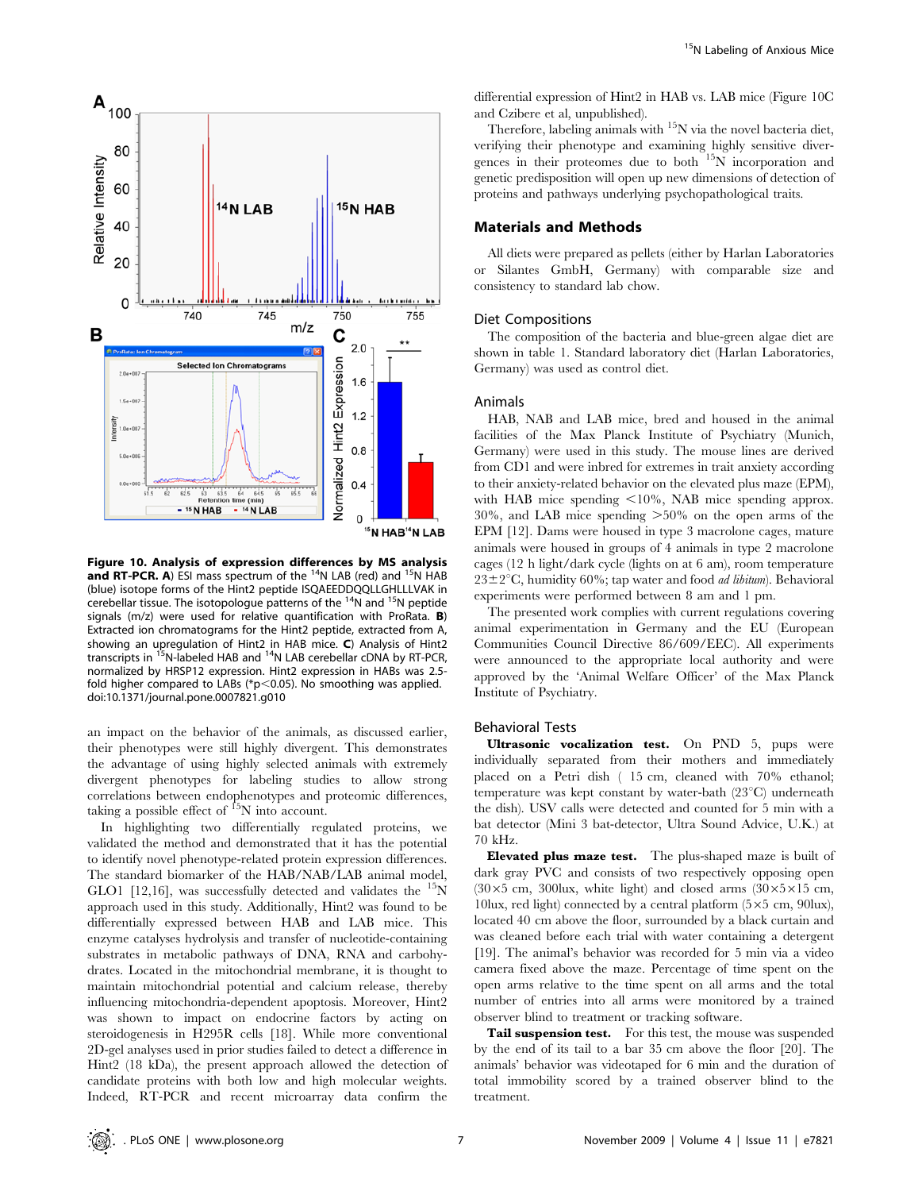**Figure 10. Analysis of expression differences by MS analysis and RT-PCR. A**) ESI mass spectrum of the $^{14}$N LAB (red) and $^{15}$N HAB (blue) isotope forms of the Hint2 peptide ISQAEEDDQQLLGHLLLVAK in cerebellar tissue. The isotopologue patterns of the $^{14}$N and $^{15}$N peptide signals (m/z) were used for relative quantification with ProRata. **B**) Extracted ion chromatograms for the Hint2 peptide, extracted from A, showing an upregulation of Hint2 in HAB mice. **C**) Analysis of Hint2 transcripts in $^{15}$N-labeled HAB and $^{14}$N LAB cerebellar cDNA by RT-PCR, normalized by HRSP12 expression. Hint2 expression in HABs was 2.5-fold higher compared to LABs (*$p<0.05$). No smoothing was applied.
doi:10.1371/journal.pone.0007821.g010

an impact on the behavior of the animals, as discussed earlier, their phenotypes were still highly divergent. This demonstrates the advantage of using highly selected animals with extremely divergent phenotypes for labeling studies to allow strong correlations between endophenotypes and proteomic differences, taking a possible effect of $^{15}$N into account.

In highlighting two differentially regulated proteins, we validated the method and demonstrated that it has the potential to identify novel phenotype-related protein expression differences. The standard biomarker of the HAB/NAB/LAB animal model, GLO1 [12,16], was successfully detected and validates the $^{15}$N approach used in this study. Additionally, Hint2 was found to be differentially expressed between HAB and LAB mice. This enzyme catalyses hydrolysis and transfer of nucleotide-containing substrates in metabolic pathways of DNA, RNA and carbohydrates. Located in the mitochondrial membrane, it is thought to maintain mitochondrial potential and calcium release, thereby influencing mitochondria-dependent apoptosis. Moreover, Hint2 was shown to impact on endocrine factors by acting on steroidogenesis in H295R cells [18]. While more conventional 2D-gel analyses used in prior studies failed to detect a difference in Hint2 (18 kDa), the present approach allowed the detection of candidate proteins with both low and high molecular weights. Indeed, RT-PCR and recent microarray data confirm the differential expression of Hint2 in HAB vs. LAB mice (Figure 10C and Czibere et al, unpublished).

Therefore, labeling animals with $^{15}$N via the novel bacteria diet, verifying their phenotype and examining highly sensitive divergences in their proteomes due to both $^{15}$N incorporation and genetic predisposition will open up new dimensions of detection of proteins and pathways underlying psychopathological traits.

## Materials and Methods

All diets were prepared as pellets (either by Harlan Laboratories or Silantes GmbH, Germany) with comparable size and consistency to standard lab chow.

### Diet Compositions

The composition of the bacteria and blue-green algae diet are shown in table 1. Standard laboratory diet (Harlan Laboratories, Germany) was used as control diet.

### Animals

HAB, NAB and LAB mice, bred and housed in the animal facilities of the Max Planck Institute of Psychiatry (Munich, Germany) were used in this study. The mouse lines are derived from CD1 and were inbred for extremes in trait anxiety according to their anxiety-related behavior on the elevated plus maze (EPM), with HAB mice spending <10%, NAB mice spending approx. 30%, and LAB mice spending >50% on the open arms of the EPM [12]. Dams were housed in type 3 macrolone cages, mature animals were housed in groups of 4 animals in type 2 macrolone cages (12 h light/dark cycle (lights on at 6 am), room temperature 23±2°C, humidity 60%; tap water and food *ad libitum*). Behavioral experiments were performed between 8 am and 1 pm.

The presented work complies with current regulations covering animal experimentation in Germany and the EU (European Communities Council Directive 86/609/EEC). All experiments were announced to the appropriate local authority and were approved by the 'Animal Welfare Officer' of the Max Planck Institute of Psychiatry.

### Behavioral Tests

**Ultrasonic vocalization test.** On PND 5, pups were individually separated from their mothers and immediately placed on a Petri dish ( 15 cm, cleaned with 70% ethanol; temperature was kept constant by water-bath (23°C) underneath the dish). USV calls were detected and counted for 5 min with a bat detector (Mini 3 bat-detector, Ultra Sound Advice, U.K.) at 70 kHz.

**Elevated plus maze test.** The plus-shaped maze is built of dark gray PVC and consists of two respectively opposing open (30×5 cm, 300lux, white light) and closed arms (30×5×15 cm, 10lux, red light) connected by a central platform (5×5 cm, 90lux), located 40 cm above the floor, surrounded by a black curtain and was cleaned before each trial with water containing a detergent [19]. The animal's behavior was recorded for 5 min via a video camera fixed above the maze. Percentage of time spent on the open arms relative to the time spent on all arms and the total number of entries into all arms were monitored by a trained observer blind to treatment or tracking software.

**Tail suspension test.** For this test, the mouse was suspended by the end of its tail to a bar 35 cm above the floor [20]. The animals' behavior was videotaped for 6 min and the duration of total immobility scored by a trained observer blind to the treatment.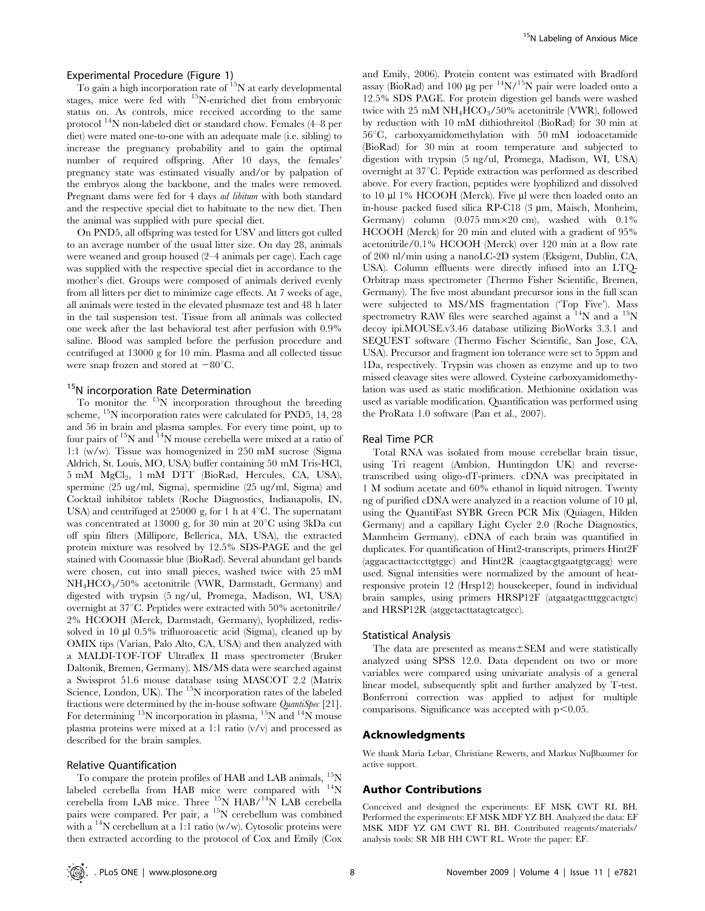### Experimental Procedure (Figure 1)

To gain a high incorporation rate of $^{15}N$ at early developmental stages, mice were fed with $^{15}N$-enriched diet from embryonic status on. As controls, mice received according to the same protocol $^{14}N$ non-labeled diet or standard chow. Females (4–8 per diet) were mated one-to-one with an adequate male (i.e. sibling) to increase the pregnancy probability and to gain the optimal number of required offspring. After 10 days, the females' pregnancy state was estimated visually and/or by palpation of the embryos along the backbone, and the males were removed. Pregnant dams were fed for 4 days *ad libitum* with both standard and the respective special diet to habituate to the new diet. Then the animal was supplied with pure special diet.

On PND5, all offspring was tested for USV and litters got culled to an average number of the usual litter size. On day 28, animals were weaned and group housed (2–4 animals per cage). Each cage was supplied with the respective special diet in accordance to the mother's diet. Groups were composed of animals derived evenly from all litters per diet to minimize cage effects. At 7 weeks of age, all animals were tested in the elevated plusmaze test and 48 h later in the tail suspension test. Tissue from all animals was collected one week after the last behavioral test after perfusion with 0.9% saline. Blood was sampled before the perfusion procedure and centrifuged at 13000 g for 10 min. Plasma and all collected tissue were snap frozen and stored at $-80$°C.

### $^{15}N$ incorporation Rate Determination

To monitor the $^{15}N$ incorporation throughout the breeding scheme, $^{15}N$ incorporation rates were calculated for PND5, 14, 28 and 56 in brain and plasma samples. For every time point, up to four pairs of $^{15}N$ and $^{14}N$ mouse cerebella were mixed at a ratio of 1:1 (w/w). Tissue was homogenized in 250 mM sucrose (Sigma Aldrich, St. Louis, MO, USA) buffer containing 50 mM Tris-HCl, 5 mM $MgCl_2$, 1 mM DTT (BioRad, Hercules, CA, USA), spermine (25 ug/ml, Sigma), spermidine (25 ug/ml, Sigma) and Cocktail inhibitor tablets (Roche Diagnostics, Indianapolis, IN, USA) and centrifuged at 25000 g, for 1 h at 4°C. The supernatant was concentrated at 13000 g, for 30 min at 20°C using 3kDa cut off spin filters (Millipore, Bellerica, MA, USA), the extracted protein mixture was resolved by 12.5% SDS-PAGE and the gel stained with Coomassie blue (BioRad). Several abundant gel bands were chosen, cut into small pieces, washed twice with 25 mM $NH_4HCO_3$/50% acetonitrile (VWR, Darmstadt, Germany) and digested with trypsin (5 ng/ul, Promega, Madison, WI, USA) overnight at 37°C. Peptides were extracted with 50% acetonitrile/2% HCOOH (Merck, Darmstadt, Germany), lyophilized, redissolved in 10 µl 0.5% trifluoroacetic acid (Sigma), cleaned up by OMIX tips (Varian, Palo Alto, CA, USA) and then analyzed with a MALDI-TOF-TOF Ultraflex II mass spectrometer (Bruker Daltonik, Bremen, Germany). MS/MS data were searched against a Swissprot 51.6 mouse database using MASCOT 2.2 (Matrix Science, London, UK). The $^{15}N$ incorporation rates of the labeled fractions were determined by the in-house software *QuantiSpec* [21]. For determining $^{15}N$ incorporation in plasma, $^{15}N$ and $^{14}N$ mouse plasma proteins were mixed at a 1:1 ratio (v/v) and processed as described for the brain samples.

### Relative Quantification

To compare the protein profiles of HAB and LAB animals, $^{15}N$ labeled cerebella from HAB mice were compared with $^{14}N$ cerebella from LAB mice. Three $^{15}N$ HAB/$^{14}N$ LAB cerebella pairs were compared. Per pair, a $^{15}N$ cerebellum was combined with a $^{14}N$ cerebellum at a 1:1 ratio (w/w). Cytosolic proteins were then extracted according to the protocol of Cox and Emily (Cox and Emily, 2006). Protein content was estimated with Bradford assay (BioRad) and 100 µg per $^{14}N/^{15}N$ pair were loaded onto a 12.5% SDS PAGE. For protein digestion gel bands were washed twice with 25 mM $NH_4HCO_3$/50% acetonitrile (VWR), followed by reduction with 10 mM dithiothreitol (BioRad) for 30 min at 56°C, carboxyamidomethylation with 50 mM iodoacetamide (BioRad) for 30 min at room temperature and subjected to digestion with trypsin (5 ng/ul, Promega, Madison, WI, USA) overnight at 37°C. Peptide extraction was performed as described above. For every fraction, peptides were lyophilized and dissolved to 10 µl 1% HCOOH (Merck). Five µl were then loaded onto an in-house packed fused silica RP-C18 (3 µm, Maisch, Monheim, Germany) column (0.075 mm×20 cm), washed with 0.1% HCOOH (Merck) for 20 min and eluted with a gradient of 95% acetonitrile/0.1% HCOOH (Merck) over 120 min at a flow rate of 200 nl/min using a nanoLC-2D system (Eksigent, Dublin, CA, USA). Column effluents were directly infused into an LTQ-Orbitrap mass spectrometer (Thermo Fisher Scientific, Bremen, Germany). The five most abundant precursor ions in the full scan were subjected to MS/MS fragmentation ('Top Five'). Mass spectrometry RAW files were searched against a $^{14}N$ and a $^{15}N$ decoy ipi.MOUSE.v3.46 database utilizing BioWorks 3.3.1 and SEQUEST software (Thermo Fischer Scientific, San Jose, CA, USA). Precursor and fragment ion tolerance were set to 5ppm and 1Da, respectively. Trypsin was chosen as enzyme and up to two missed cleavage sites were allowed. Cysteine carboxyamidomethylation was used as static modification. Methionine oxidation was used as variable modification. Quantification was performed using the ProRata 1.0 software (Pan et al., 2007).

### Real Time PCR

Total RNA was isolated from mouse cerebellar brain tissue, using Tri reagent (Ambion, Huntingdon UK) and reverse-transcribed using oligo-dT-primers. cDNA was precipitated in 1 M sodium acetate and 60% ethanol in liquid nitrogen. Twenty ng of purified cDNA were analyzed in a reaction volume of 10 µl, using the QuantiFast SYBR Green PCR Mix (Quiagen, Hilden Germany) and a capillary Light Cycler 2.0 (Roche Diagnostics, Mannheim Germany). cDNA of each brain was quantified in duplicates. For quantification of Hint2-transcripts, primers Hint2F (aggacacttactccttgtggc) and Hint2R (caagtacgtgaatgtgcagg) were used. Signal intensities were normalized by the amount of heat-responsive protein 12 (Hrsp12) housekeeper, found in individual brain samples, using primers HRSP12F (atgaatgactttggcactgtc) and HRSP12R (atggctacttatagtcatgcc).

### Statistical Analysis

The data are presented as means±SEM and were statistically analyzed using SPSS 12.0. Data dependent on two or more variables were compared using univariate analysis of a general linear model, subsequently split and further analyzed by T-test. Bonferroni correction was applied to adjust for multiple comparisons. Significance was accepted with $p<0.05$.

## Acknowledgments

We thank Maria Lebar, Christiane Rewerts, and Markus Nußbaumer for active support.

## Author Contributions

Conceived and designed the experiments: EF MSK CWT RL BH. Performed the experiments: EF MSK MDF YZ BH. Analyzed the data: EF MSK MDF YZ GM CWT RL BH. Contributed reagents/materials/analysis tools: SR MB HH CWT RL. Wrote the paper: EF.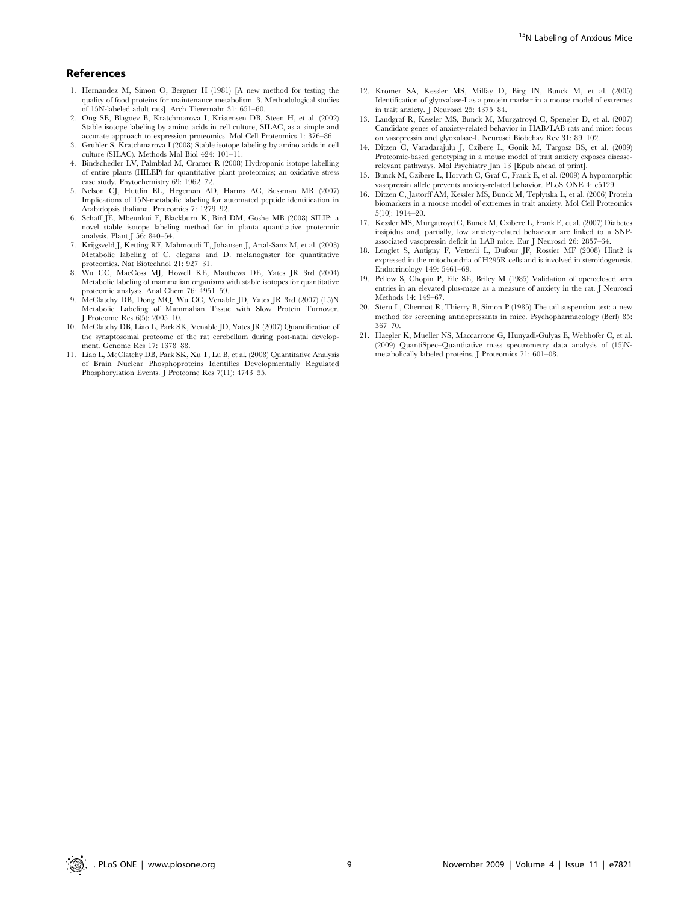## References

1. Hernandez M, Simon O, Bergner H (1981) [A new method for testing the quality of food proteins for maintenance metabolism. 3. Methodological studies of 15N-labeled adult rats]. Arch Tierernahr 31: 651–60.
2. Ong SE, Blagoev B, Kratchmarova I, Kristensen DB, Steen H, et al. (2002) Stable isotope labeling by amino acids in cell culture, SILAC, as a simple and accurate approach to expression proteomics. Mol Cell Proteomics 1: 376–86.
3. Gruhler S, Kratchmarova I (2008) Stable isotope labeling by amino acids in cell culture (SILAC). Methods Mol Biol 424: 101–11.
4. Bindschedler LV, Palmblad M, Cramer R (2008) Hydroponic isotope labelling of entire plants (HILEP) for quantitative plant proteomics; an oxidative stress case study. Phytochemistry 69: 1962–72.
5. Nelson CJ, Huttlin EL, Hegeman AD, Harms AC, Sussman MR (2007) Implications of 15N-metabolic labeling for automated peptide identification in Arabidopsis thaliana. Proteomics 7: 1279–92.
6. Schaff JE, Mbeunkui F, Blackburn K, Bird DM, Goshe MB (2008) SILIP: a novel stable isotope labeling method for in planta quantitative proteomic analysis. Plant J 56: 840–54.
7. Krijgsveld J, Ketting RF, Mahmoudi T, Johansen J, Artal-Sanz M, et al. (2003) Metabolic labeling of C. elegans and D. melanogaster for quantitative proteomics. Nat Biotechnol 21: 927–31.
8. Wu CC, MacCoss MJ, Howell KE, Matthews DE, Yates JR 3rd (2004) Metabolic labeling of mammalian organisms with stable isotopes for quantitative proteomic analysis. Anal Chem 76: 4951–59.
9. McClatchy DB, Dong MQ, Wu CC, Venable JD, Yates JR 3rd (2007) (15)N Metabolic Labeling of Mammalian Tissue with Slow Protein Turnover. J Proteome Res 6(5): 2005–10.
10. McClatchy DB, Liao L, Park SK, Venable JD, Yates JR (2007) Quantification of the synaptosomal proteome of the rat cerebellum during post-natal development. Genome Res 17: 1378–88.
11. Liao L, McClatchy DB, Park SK, Xu T, Lu B, et al. (2008) Quantitative Analysis of Brain Nuclear Phosphoproteins Identifies Developmentally Regulated Phosphorylation Events. J Proteome Res 7(11): 4743–55.
12. Kromer SA, Kessler MS, Milfay D, Birg IN, Bunck M, et al. (2005) Identification of glyoxalase-I as a protein marker in a mouse model of extremes in trait anxiety. J Neurosci 25: 4375–84.
13. Landgraf R, Kessler MS, Bunck M, Murgatroyd C, Spengler D, et al. (2007) Candidate genes of anxiety-related behavior in HAB/LAB rats and mice: focus on vasopressin and glyoxalase-I. Neurosci Biobehav Rev 31: 89–102.
14. Ditzen C, Varadarajulu J, Czibere L, Gonik M, Targosz BS, et al. (2009) Proteomic-based genotyping in a mouse model of trait anxiety exposes disease-relevant pathways. Mol Psychiatry Jan 13 [Epub ahead of print].
15. Bunck M, Czibere L, Horvath C, Graf C, Frank E, et al. (2009) A hypomorphic vasopressin allele prevents anxiety-related behavior. PLoS ONE 4: e5129.
16. Ditzen C, Jastorff AM, Kessler MS, Bunck M, Teplytska L, et al. (2006) Protein biomarkers in a mouse model of extremes in trait anxiety. Mol Cell Proteomics 5(10): 1914–20.
17. Kessler MS, Murgatroyd C, Bunck M, Czibere L, Frank E, et al. (2007) Diabetes insipidus and, partially, low anxiety-related behaviour are linked to a SNP-associated vasopressin deficit in LAB mice. Eur J Neurosci 26: 2857–64.
18. Lenglet S, Antigny F, Vetterli L, Dufour JF, Rossier MF (2008) Hint2 is expressed in the mitochondria of H295R cells and is involved in steroidogenesis. Endocrinology 149: 5461–69.
19. Pellow S, Chopin P, File SE, Briley M (1985) Validation of open:closed arm entries in an elevated plus-maze as a measure of anxiety in the rat. J Neurosci Methods 14: 149–67.
20. Steru L, Chermat R, Thierry B, Simon P (1985) The tail suspension test: a new method for screening antidepressants in mice. Psychopharmacology (Berl) 85: 367–70.
21. Haegler K, Mueller NS, Maccarrone G, Hunyadi-Gulyas E, Webhofer C, et al. (2009) QuantiSpec–Quantitative mass spectrometry data analysis of (15)N-metabolically labeled proteins. J Proteomics 71: 601–08.